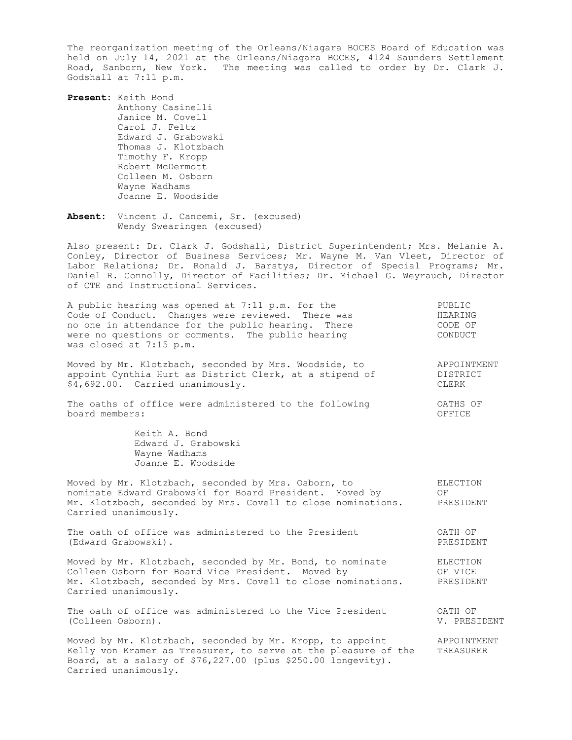The reorganization meeting of the Orleans/Niagara BOCES Board of Education was held on July 14, 2021 at the Orleans/Niagara BOCES, 4124 Saunders Settlement Road, Sanborn, New York. The meeting was called to order by Dr. Clark J. Godshall at 7:11 p.m.

**Present:** Keith Bond
Anthony Casinelli
Janice M. Covell
Carol J. Feltz
Edward J. Grabowski
Thomas J. Klotzbach
Timothy F. Kropp
Robert McDermott
Colleen M. Osborn
Wayne Wadhams
Joanne E. Woodside

**Absent:** Vincent J. Cancemi, Sr. (excused)
Wendy Swearingen (excused)

Also present: Dr. Clark J. Godshall, District Superintendent; Mrs. Melanie A. Conley, Director of Business Services; Mr. Wayne M. Van Vleet, Director of Labor Relations; Dr. Ronald J. Barstys, Director of Special Programs; Mr. Daniel R. Connolly, Director of Facilities; Dr. Michael G. Weyrauch, Director of CTE and Instructional Services.

PUBLIC HEARING CODE OF CONDUCT

A public hearing was opened at 7:11 p.m. for the Code of Conduct. Changes were reviewed. There was no one in attendance for the public hearing. There were no questions or comments. The public hearing was closed at 7:15 p.m.

APPOINTMENT DISTRICT CLERK

Moved by Mr. Klotzbach, seconded by Mrs. Woodside, to appoint Cynthia Hurt as District Clerk, at a stipend of $4,692.00. Carried unanimously.

OATHS OF OFFICE

The oaths of office were administered to the following board members:

Keith A. Bond
Edward J. Grabowski
Wayne Wadhams
Joanne E. Woodside

ELECTION OF PRESIDENT

Moved by Mr. Klotzbach, seconded by Mrs. Osborn, to nominate Edward Grabowski for Board President. Moved by Mr. Klotzbach, seconded by Mrs. Covell to close nominations. Carried unanimously.

OATH OF PRESIDENT

The oath of office was administered to the President (Edward Grabowski).

ELECTION OF VICE PRESIDENT

Moved by Mr. Klotzbach, seconded by Mr. Bond, to nominate Colleen Osborn for Board Vice President. Moved by Mr. Klotzbach, seconded by Mrs. Covell to close nominations. Carried unanimously.

OATH OF V. PRESIDENT

The oath of office was administered to the Vice President (Colleen Osborn).

APPOINTMENT TREASURER

Moved by Mr. Klotzbach, seconded by Mr. Kropp, to appoint Kelly von Kramer as Treasurer, to serve at the pleasure of the Board, at a salary of $76,227.00 (plus $250.00 longevity). Carried unanimously.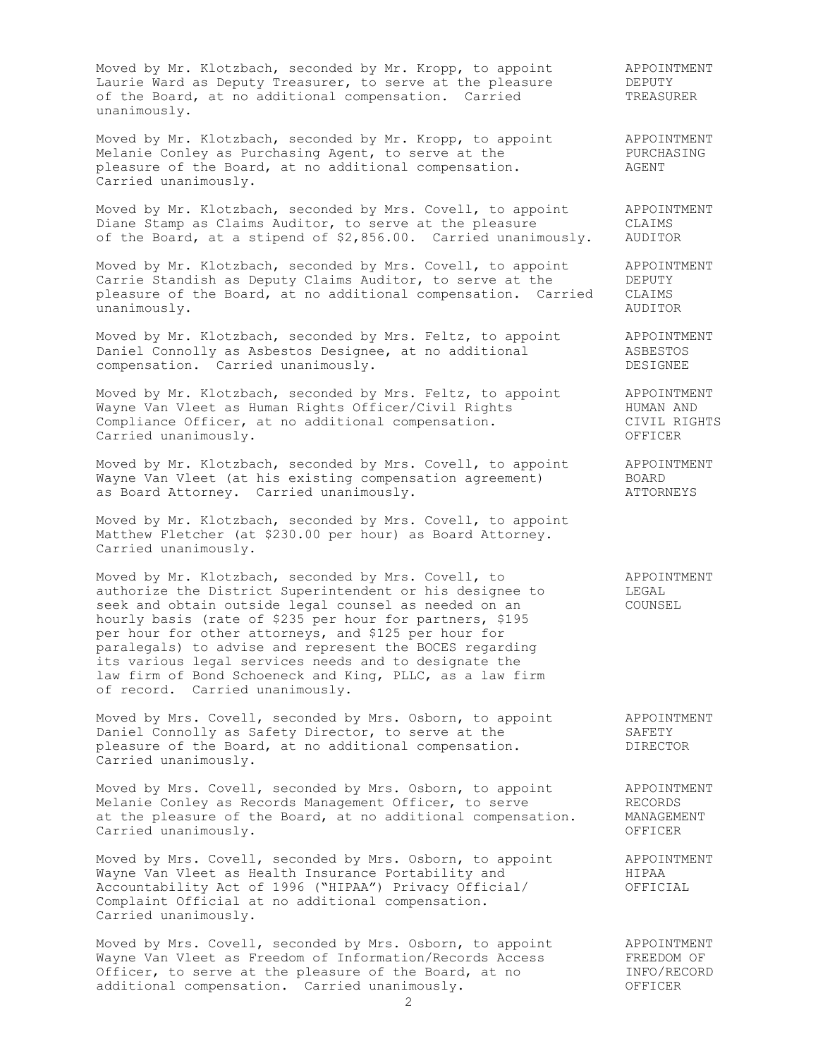Moved by Mr. Klotzbach, seconded by Mr. Kropp, to appoint Laurie Ward as Deputy Treasurer, to serve at the pleasure of the Board, at no additional compensation. Carried unanimously.

**APPOINTMENT DEPUTY TREASURER**

Moved by Mr. Klotzbach, seconded by Mr. Kropp, to appoint Melanie Conley as Purchasing Agent, to serve at the pleasure of the Board, at no additional compensation. Carried unanimously.

**APPOINTMENT PURCHASING AGENT**

Moved by Mr. Klotzbach, seconded by Mrs. Covell, to appoint Diane Stamp as Claims Auditor, to serve at the pleasure of the Board, at a stipend of $2,856.00. Carried unanimously.

**APPOINTMENT CLAIMS AUDITOR**

Moved by Mr. Klotzbach, seconded by Mrs. Covell, to appoint Carrie Standish as Deputy Claims Auditor, to serve at the pleasure of the Board, at no additional compensation. Carried unanimously.

**APPOINTMENT DEPUTY CLAIMS AUDITOR**

Moved by Mr. Klotzbach, seconded by Mrs. Feltz, to appoint Daniel Connolly as Asbestos Designee, at no additional compensation. Carried unanimously.

**APPOINTMENT ASBESTOS DESIGNEE**

Moved by Mr. Klotzbach, seconded by Mrs. Feltz, to appoint Wayne Van Vleet as Human Rights Officer/Civil Rights Compliance Officer, at no additional compensation. Carried unanimously.

**APPOINTMENT HUMAN AND CIVIL RIGHTS OFFICER**

Moved by Mr. Klotzbach, seconded by Mrs. Covell, to appoint Wayne Van Vleet (at his existing compensation agreement) as Board Attorney. Carried unanimously.

**APPOINTMENT BOARD ATTORNEYS**

Moved by Mr. Klotzbach, seconded by Mrs. Covell, to appoint Matthew Fletcher (at $230.00 per hour) as Board Attorney. Carried unanimously.

Moved by Mr. Klotzbach, seconded by Mrs. Covell, to authorize the District Superintendent or his designee to seek and obtain outside legal counsel as needed on an hourly basis (rate of $235 per hour for partners, $195 per hour for other attorneys, and $125 per hour for paralegals) to advise and represent the BOCES regarding its various legal services needs and to designate the law firm of Bond Schoeneck and King, PLLC, as a law firm of record. Carried unanimously.

**APPOINTMENT LEGAL COUNSEL**

Moved by Mrs. Covell, seconded by Mrs. Osborn, to appoint Daniel Connolly as Safety Director, to serve at the pleasure of the Board, at no additional compensation. Carried unanimously.

**APPOINTMENT SAFETY DIRECTOR**

Moved by Mrs. Covell, seconded by Mrs. Osborn, to appoint Melanie Conley as Records Management Officer, to serve at the pleasure of the Board, at no additional compensation. Carried unanimously.

**APPOINTMENT RECORDS MANAGEMENT OFFICER**

Moved by Mrs. Covell, seconded by Mrs. Osborn, to appoint Wayne Van Vleet as Health Insurance Portability and Accountability Act of 1996 ("HIPAA") Privacy Official/ Complaint Official at no additional compensation. Carried unanimously.

**APPOINTMENT HIPAA OFFICIAL**

Moved by Mrs. Covell, seconded by Mrs. Osborn, to appoint Wayne Van Vleet as Freedom of Information/Records Access Officer, to serve at the pleasure of the Board, at no additional compensation. Carried unanimously.

**APPOINTMENT FREEDOM OF INFO/RECORD OFFICER**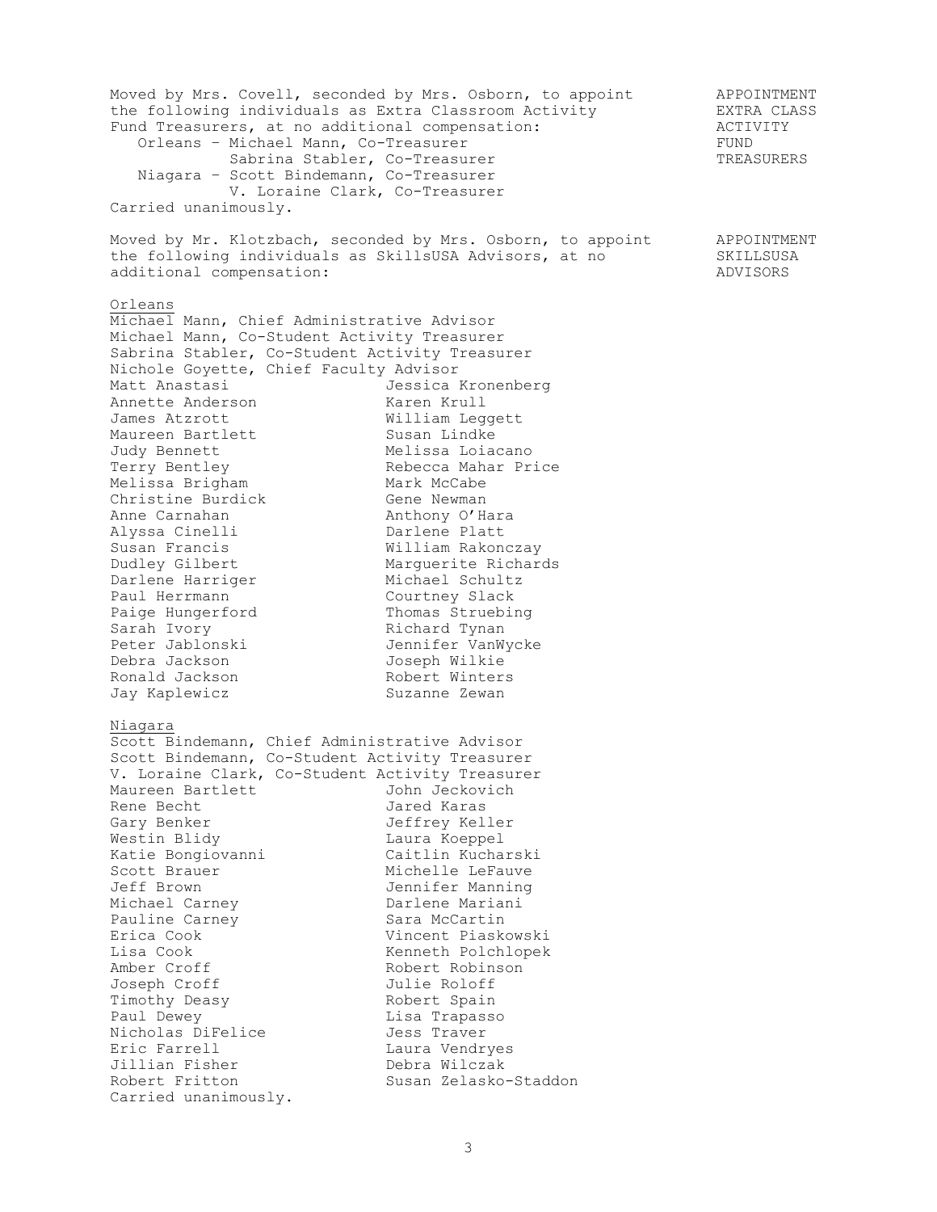Moved by Mrs. Covell, seconded by Mrs. Osborn, to appoint the following individuals as Extra Classroom Activity Fund Treasurers, at no additional compensation:

APPOINTMENT EXTRA CLASS ACTIVITY FUND TREASURERS

- Orleans – Michael Mann, Co-Treasurer
  - Sabrina Stabler, Co-Treasurer
- Niagara – Scott Bindemann, Co-Treasurer
  - V. Loraine Clark, Co-Treasurer

Carried unanimously.

Moved by Mr. Klotzbach, seconded by Mrs. Osborn, to appoint the following individuals as SkillsUSA Advisors, at no additional compensation:

APPOINTMENT SKILLSUSA ADVISORS

<u>Orleans</u>

Michael Mann, Chief Administrative Advisor
Michael Mann, Co-Student Activity Treasurer
Sabrina Stabler, Co-Student Activity Treasurer
Nichole Goyette, Chief Faculty Advisor

| | |
|---|---|
| Matt Anastasi | Jessica Kronenberg |
| Annette Anderson | Karen Krull |
| James Atzrott | William Leggett |
| Maureen Bartlett | Susan Lindke |
| Judy Bennett | Melissa Loiacano |
| Terry Bentley | Rebecca Mahar Price |
| Melissa Brigham | Mark McCabe |
| Christine Burdick | Gene Newman |
| Anne Carnahan | Anthony O'Hara |
| Alyssa Cinelli | Darlene Platt |
| Susan Francis | William Rakonczay |
| Dudley Gilbert | Marguerite Richards |
| Darlene Harriger | Michael Schultz |
| Paul Herrmann | Courtney Slack |
| Paige Hungerford | Thomas Struebing |
| Sarah Ivory | Richard Tynan |
| Peter Jablonski | Jennifer VanWycke |
| Debra Jackson | Joseph Wilkie |
| Ronald Jackson | Robert Winters |
| Jay Kaplewicz | Suzanne Zewan |

<u>Niagara</u>

Scott Bindemann, Chief Administrative Advisor
Scott Bindemann, Co-Student Activity Treasurer
V. Loraine Clark, Co-Student Activity Treasurer

| | |
|---|---|
| Maureen Bartlett | John Jeckovich |
| Rene Becht | Jared Karas |
| Gary Benker | Jeffrey Keller |
| Westin Blidy | Laura Koeppel |
| Katie Bongiovanni | Caitlin Kucharski |
| Scott Brauer | Michelle LeFauve |
| Jeff Brown | Jennifer Manning |
| Michael Carney | Darlene Mariani |
| Pauline Carney | Sara McCartin |
| Erica Cook | Vincent Piaskowski |
| Lisa Cook | Kenneth Polchlopek |
| Amber Croff | Robert Robinson |
| Joseph Croff | Julie Roloff |
| Timothy Deasy | Robert Spain |
| Paul Dewey | Lisa Trapasso |
| Nicholas DiFelice | Jess Traver |
| Eric Farrell | Laura Vendryes |
| Jillian Fisher | Debra Wilczak |
| Robert Fritton | Susan Zelasko-Staddon |

Carried unanimously.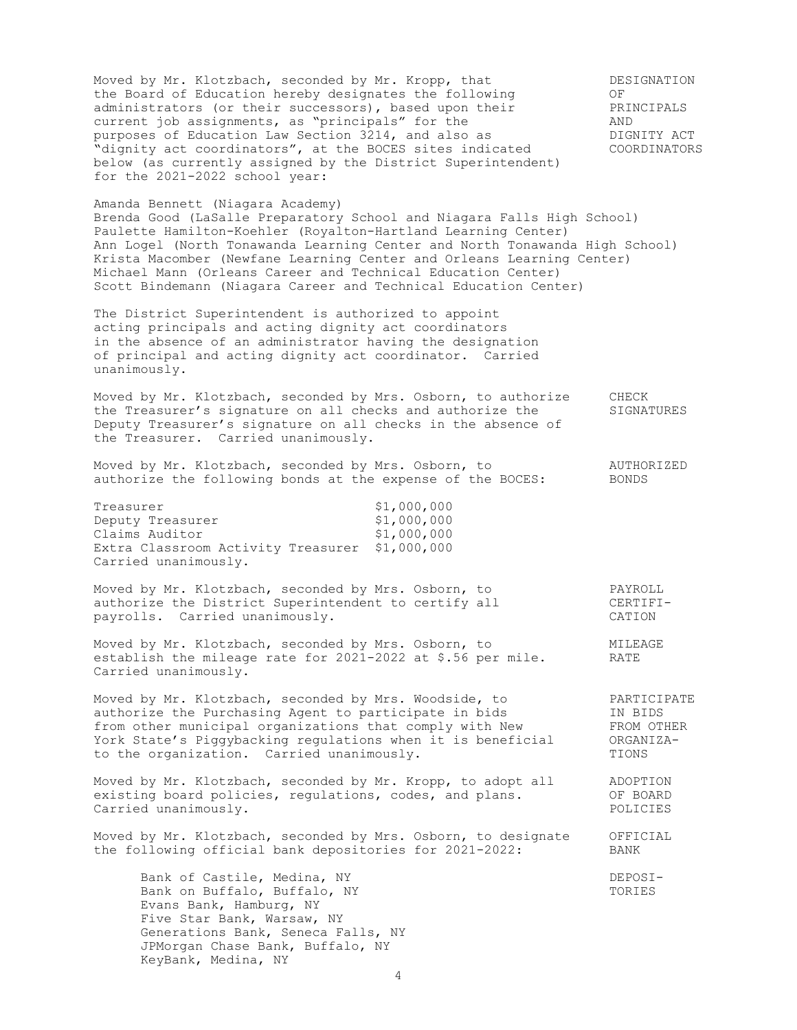Moved by Mr. Klotzbach, seconded by Mr. Kropp, that the Board of Education hereby designates the following administrators (or their successors), based upon their current job assignments, as "principals" for the purposes of Education Law Section 3214, and also as "dignity act coordinators", at the BOCES sites indicated below (as currently assigned by the District Superintendent) for the 2021-2022 school year:

**DESIGNATION OF PRINCIPALS AND DIGNITY ACT COORDINATORS**

Amanda Bennett (Niagara Academy)
Brenda Good (LaSalle Preparatory School and Niagara Falls High School)
Paulette Hamilton-Koehler (Royalton-Hartland Learning Center)
Ann Logel (North Tonawanda Learning Center and North Tonawanda High School)
Krista Macomber (Newfane Learning Center and Orleans Learning Center)
Michael Mann (Orleans Career and Technical Education Center)
Scott Bindemann (Niagara Career and Technical Education Center)

The District Superintendent is authorized to appoint acting principals and acting dignity act coordinators in the absence of an administrator having the designation of principal and acting dignity act coordinator. Carried unanimously.

Moved by Mr. Klotzbach, seconded by Mrs. Osborn, to authorize the Treasurer's signature on all checks and authorize the Deputy Treasurer's signature on all checks in the absence of the Treasurer. Carried unanimously.

**CHECK SIGNATURES**

Moved by Mr. Klotzbach, seconded by Mrs. Osborn, to authorize the following bonds at the expense of the BOCES:

**AUTHORIZED BONDS**

| | |
|---|---|
| Treasurer | $1,000,000 |
| Deputy Treasurer | $1,000,000 |
| Claims Auditor | $1,000,000 |
| Extra Classroom Activity Treasurer | $1,000,000 |

Carried unanimously.

Moved by Mr. Klotzbach, seconded by Mrs. Osborn, to authorize the District Superintendent to certify all payrolls. Carried unanimously.

**PAYROLL CERTIFICATION**

Moved by Mr. Klotzbach, seconded by Mrs. Osborn, to establish the mileage rate for 2021-2022 at $.56 per mile. Carried unanimously.

**MILEAGE RATE**

Moved by Mr. Klotzbach, seconded by Mrs. Woodside, to authorize the Purchasing Agent to participate in bids from other municipal organizations that comply with New York State's Piggybacking regulations when it is beneficial to the organization. Carried unanimously.

**PARTICIPATE IN BIDS FROM OTHER ORGANIZATIONS**

Moved by Mr. Klotzbach, seconded by Mr. Kropp, to adopt all existing board policies, regulations, codes, and plans. Carried unanimously.

**ADOPTION OF BOARD POLICIES**

Moved by Mr. Klotzbach, seconded by Mrs. Osborn, to designate the following official bank depositories for 2021-2022:

**OFFICIAL BANK DEPOSITORIES**

Bank of Castile, Medina, NY
Bank on Buffalo, Buffalo, NY
Evans Bank, Hamburg, NY
Five Star Bank, Warsaw, NY
Generations Bank, Seneca Falls, NY
JPMorgan Chase Bank, Buffalo, NY
KeyBank, Medina, NY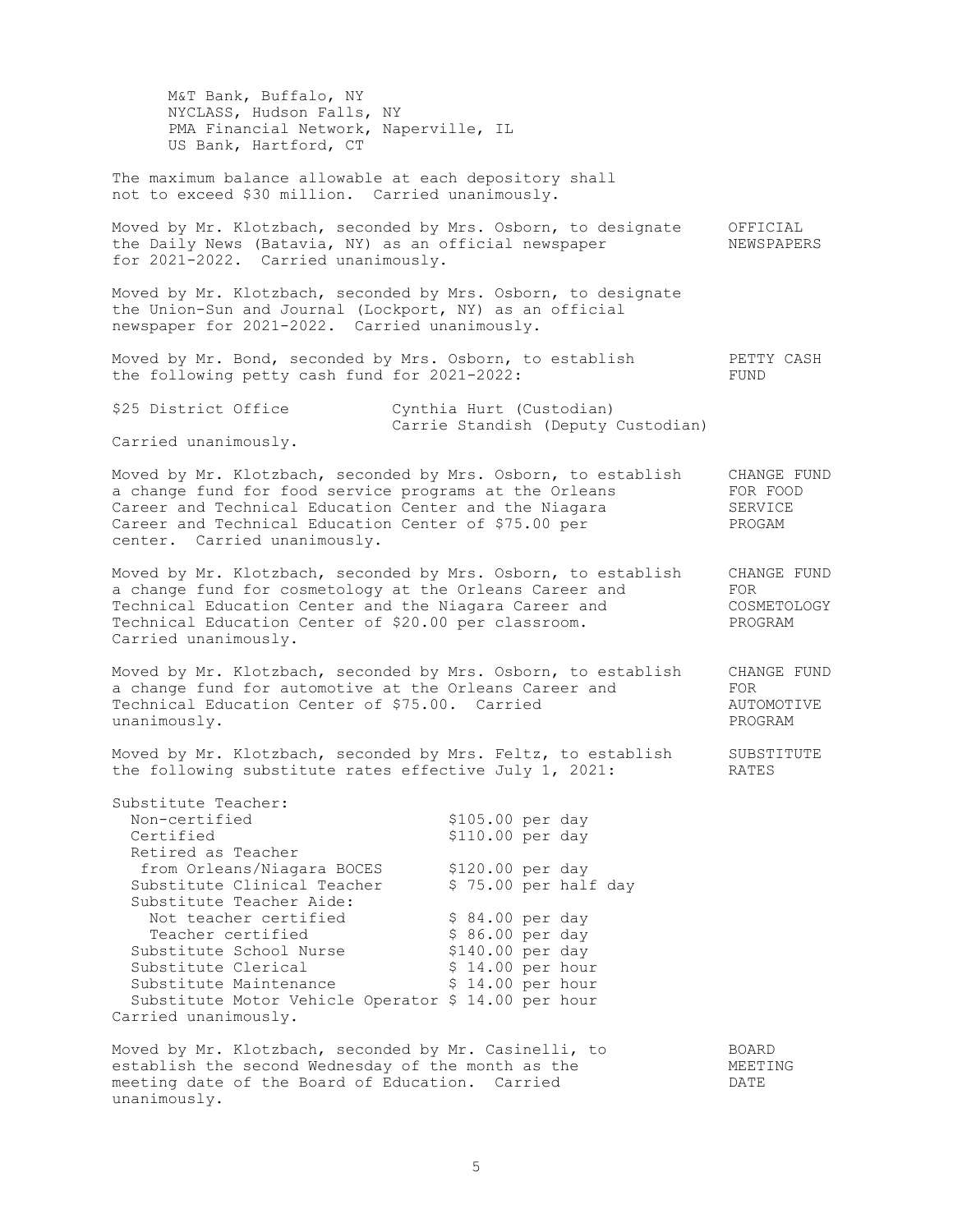M&T Bank, Buffalo, NY
NYCLASS, Hudson Falls, NY
PMA Financial Network, Naperville, IL
US Bank, Hartford, CT

The maximum balance allowable at each depository shall not to exceed $30 million. Carried unanimously.

**OFFICIAL NEWSPAPERS**

Moved by Mr. Klotzbach, seconded by Mrs. Osborn, to designate the Daily News (Batavia, NY) as an official newspaper for 2021-2022. Carried unanimously.

Moved by Mr. Klotzbach, seconded by Mrs. Osborn, to designate the Union-Sun and Journal (Lockport, NY) as an official newspaper for 2021-2022. Carried unanimously.

**PETTY CASH FUND**

Moved by Mr. Bond, seconded by Mrs. Osborn, to establish the following petty cash fund for 2021-2022:

| | |
|---|---|
| $25 District Office | Cynthia Hurt (Custodian)<br>Carrie Standish (Deputy Custodian) |

Carried unanimously.

**CHANGE FUND FOR FOOD SERVICE PROGAM**

Moved by Mr. Klotzbach, seconded by Mrs. Osborn, to establish a change fund for food service programs at the Orleans Career and Technical Education Center and the Niagara Career and Technical Education Center of $75.00 per center. Carried unanimously.

**CHANGE FUND FOR COSMETOLOGY PROGRAM**

Moved by Mr. Klotzbach, seconded by Mrs. Osborn, to establish a change fund for cosmetology at the Orleans Career and Technical Education Center and the Niagara Career and Technical Education Center of $20.00 per classroom. Carried unanimously.

**CHANGE FUND FOR AUTOMOTIVE PROGRAM**

Moved by Mr. Klotzbach, seconded by Mrs. Osborn, to establish a change fund for automotive at the Orleans Career and Technical Education Center of $75.00. Carried unanimously.

**SUBSTITUTE RATES**

Moved by Mr. Klotzbach, seconded by Mrs. Feltz, to establish the following substitute rates effective July 1, 2021:

| Position | Rate |
|---|---|
| Substitute Teacher: | |
| Non-certified | $105.00 per day |
| Certified | $110.00 per day |
| Retired as Teacher from Orleans/Niagara BOCES | $120.00 per day |
| Substitute Clinical Teacher | $ 75.00 per half day |
| Substitute Teacher Aide: | |
| Not teacher certified | $ 84.00 per day |
| Teacher certified | $ 86.00 per day |
| Substitute School Nurse | $140.00 per day |
| Substitute Clerical | $ 14.00 per hour |
| Substitute Maintenance | $ 14.00 per hour |
| Substitute Motor Vehicle Operator | $ 14.00 per hour |

Carried unanimously.

**BOARD MEETING DATE**

Moved by Mr. Klotzbach, seconded by Mr. Casinelli, to establish the second Wednesday of the month as the meeting date of the Board of Education. Carried unanimously.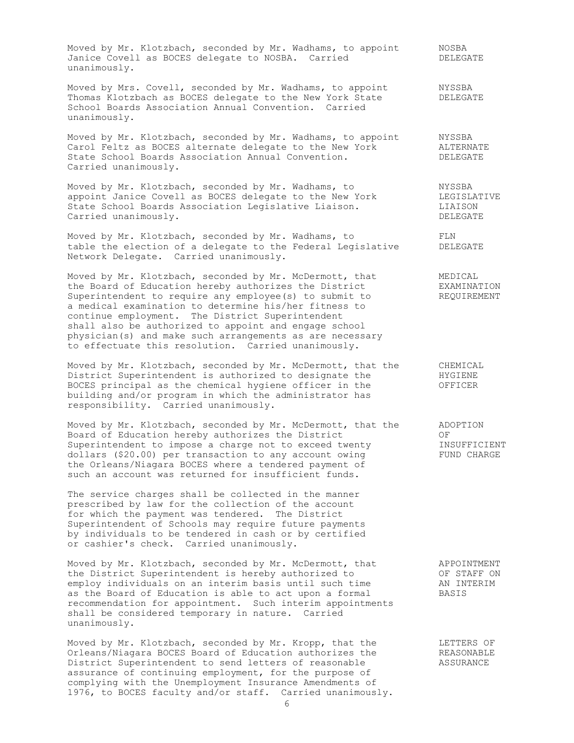Moved by Mr. Klotzbach, seconded by Mr. Wadhams, to appoint Janice Covell as BOCES delegate to NOSBA. Carried unanimously. **NOSBA DELEGATE**

Moved by Mrs. Covell, seconded by Mr. Wadhams, to appoint Thomas Klotzbach as BOCES delegate to the New York State School Boards Association Annual Convention. Carried unanimously. **NYSSBA DELEGATE**

Moved by Mr. Klotzbach, seconded by Mr. Wadhams, to appoint Carol Feltz as BOCES alternate delegate to the New York State School Boards Association Annual Convention. Carried unanimously. **NYSSBA ALTERNATE DELEGATE**

Moved by Mr. Klotzbach, seconded by Mr. Wadhams, to appoint Janice Covell as BOCES delegate to the New York State School Boards Association Legislative Liaison. Carried unanimously. **NYSSBA LEGISLATIVE LIAISON DELEGATE**

Moved by Mr. Klotzbach, seconded by Mr. Wadhams, to table the election of a delegate to the Federal Legislative Network Delegate. Carried unanimously. **FLN DELEGATE**

Moved by Mr. Klotzbach, seconded by Mr. McDermott, that the Board of Education hereby authorizes the District Superintendent to require any employee(s) to submit to a medical examination to determine his/her fitness to continue employment. The District Superintendent shall also be authorized to appoint and engage school physician(s) and make such arrangements as are necessary to effectuate this resolution. Carried unanimously. **MEDICAL EXAMINATION REQUIREMENT**

Moved by Mr. Klotzbach, seconded by Mr. McDermott, that the District Superintendent is authorized to designate the BOCES principal as the chemical hygiene officer in the building and/or program in which the administrator has responsibility. Carried unanimously. **CHEMICAL HYGIENE OFFICER**

Moved by Mr. Klotzbach, seconded by Mr. McDermott, that the Board of Education hereby authorizes the District Superintendent to impose a charge not to exceed twenty dollars ($20.00) per transaction to any account owing the Orleans/Niagara BOCES where a tendered payment of such an account was returned for insufficient funds. **ADOPTION OF INSUFFICIENT FUND CHARGE**

The service charges shall be collected in the manner prescribed by law for the collection of the account for which the payment was tendered. The District Superintendent of Schools may require future payments by individuals to be tendered in cash or by certified or cashier's check. Carried unanimously.

Moved by Mr. Klotzbach, seconded by Mr. McDermott, that the District Superintendent is hereby authorized to employ individuals on an interim basis until such time as the Board of Education is able to act upon a formal recommendation for appointment. Such interim appointments shall be considered temporary in nature. Carried unanimously. **APPOINTMENT OF STAFF ON AN INTERIM BASIS**

Moved by Mr. Klotzbach, seconded by Mr. Kropp, that the Orleans/Niagara BOCES Board of Education authorizes the District Superintendent to send letters of reasonable assurance of continuing employment, for the purpose of complying with the Unemployment Insurance Amendments of 1976, to BOCES faculty and/or staff. Carried unanimously. **LETTERS OF REASONABLE ASSURANCE**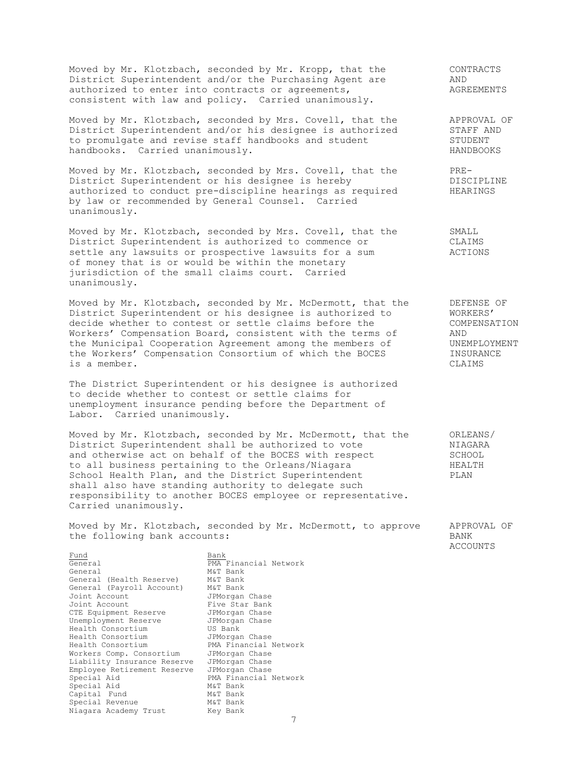Moved by Mr. Klotzbach, seconded by Mr. Kropp, that the District Superintendent and/or the Purchasing Agent are authorized to enter into contracts or agreements, consistent with law and policy. Carried unanimously.

**CONTRACTS AND AGREEMENTS**

Moved by Mr. Klotzbach, seconded by Mrs. Covell, that the District Superintendent and/or his designee is authorized to promulgate and revise staff handbooks and student handbooks. Carried unanimously.

**APPROVAL OF STAFF AND STUDENT HANDBOOKS**

Moved by Mr. Klotzbach, seconded by Mrs. Covell, that the District Superintendent or his designee is hereby authorized to conduct pre-discipline hearings as required by law or recommended by General Counsel. Carried unanimously.

**PRE-DISCIPLINE HEARINGS**

Moved by Mr. Klotzbach, seconded by Mrs. Covell, that the District Superintendent is authorized to commence or settle any lawsuits or prospective lawsuits for a sum of money that is or would be within the monetary jurisdiction of the small claims court. Carried unanimously.

**SMALL CLAIMS ACTIONS**

Moved by Mr. Klotzbach, seconded by Mr. McDermott, that the District Superintendent or his designee is authorized to decide whether to contest or settle claims before the Workers' Compensation Board, consistent with the terms of the Municipal Cooperation Agreement among the members of the Workers' Compensation Consortium of which the BOCES is a member.

**DEFENSE OF WORKERS' COMPENSATION AND UNEMPLOYMENT INSURANCE CLAIMS**

The District Superintendent or his designee is authorized to decide whether to contest or settle claims for unemployment insurance pending before the Department of Labor. Carried unanimously.

Moved by Mr. Klotzbach, seconded by Mr. McDermott, that the District Superintendent shall be authorized to vote and otherwise act on behalf of the BOCES with respect to all business pertaining to the Orleans/Niagara School Health Plan, and the District Superintendent shall also have standing authority to delegate such responsibility to another BOCES employee or representative. Carried unanimously.

**ORLEANS/ NIAGARA SCHOOL HEALTH PLAN**

Moved by Mr. Klotzbach, seconded by Mr. McDermott, to approve the following bank accounts:

**APPROVAL OF BANK ACCOUNTS**

| Fund | Bank |
|---|---|
| General | PMA Financial Network |
| General | M&T Bank |
| General (Health Reserve) | M&T Bank |
| General (Payroll Account) | M&T Bank |
| Joint Account | JPMorgan Chase |
| Joint Account | Five Star Bank |
| CTE Equipment Reserve | JPMorgan Chase |
| Unemployment Reserve | JPMorgan Chase |
| Health Consortium | US Bank |
| Health Consortium | JPMorgan Chase |
| Health Consortium | PMA Financial Network |
| Workers Comp. Consortium | JPMorgan Chase |
| Liability Insurance Reserve | JPMorgan Chase |
| Employee Retirement Reserve | JPMorgan Chase |
| Special Aid | PMA Financial Network |
| Special Aid | M&T Bank |
| Capital Fund | M&T Bank |
| Special Revenue | M&T Bank |
| Niagara Academy Trust | Key Bank |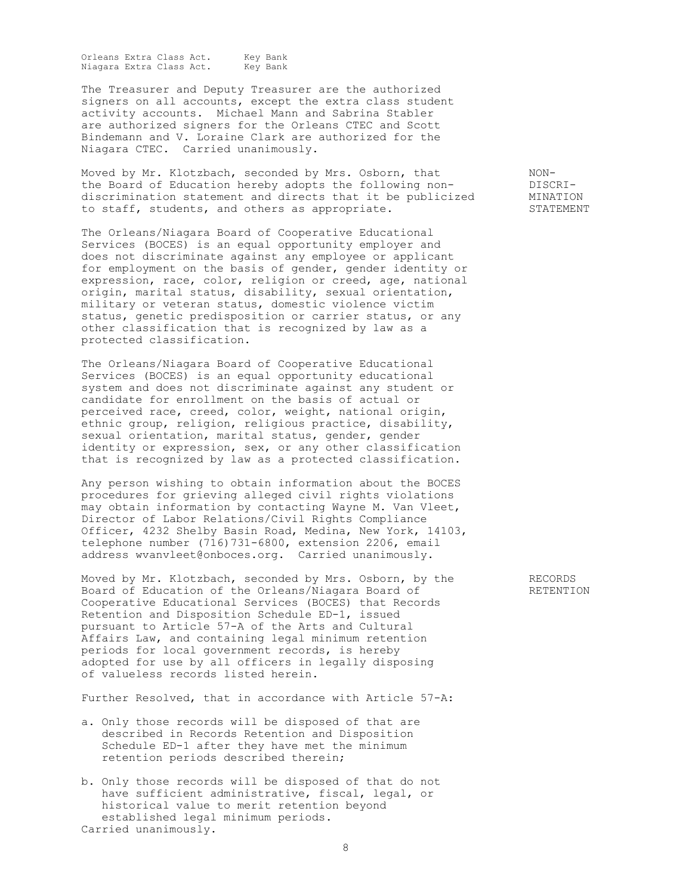| | |
|---|---|
| Orleans Extra Class Act. | Key Bank |
| Niagara Extra Class Act. | Key Bank |

The Treasurer and Deputy Treasurer are the authorized signers on all accounts, except the extra class student activity accounts. Michael Mann and Sabrina Stabler are authorized signers for the Orleans CTEC and Scott Bindemann and V. Loraine Clark are authorized for the Niagara CTEC. Carried unanimously.

**NON-DISCRIMINATION STATEMENT**

Moved by Mr. Klotzbach, seconded by Mrs. Osborn, that the Board of Education hereby adopts the following non-discrimination statement and directs that it be publicized to staff, students, and others as appropriate.

The Orleans/Niagara Board of Cooperative Educational Services (BOCES) is an equal opportunity employer and does not discriminate against any employee or applicant for employment on the basis of gender, gender identity or expression, race, color, religion or creed, age, national origin, marital status, disability, sexual orientation, military or veteran status, domestic violence victim status, genetic predisposition or carrier status, or any other classification that is recognized by law as a protected classification.

The Orleans/Niagara Board of Cooperative Educational Services (BOCES) is an equal opportunity educational system and does not discriminate against any student or candidate for enrollment on the basis of actual or perceived race, creed, color, weight, national origin, ethnic group, religion, religious practice, disability, sexual orientation, marital status, gender, gender identity or expression, sex, or any other classification that is recognized by law as a protected classification.

Any person wishing to obtain information about the BOCES procedures for grieving alleged civil rights violations may obtain information by contacting Wayne M. Van Vleet, Director of Labor Relations/Civil Rights Compliance Officer, 4232 Shelby Basin Road, Medina, New York, 14103, telephone number (716)731-6800, extension 2206, email address wvanvleet@onboces.org. Carried unanimously.

**RECORDS RETENTION**

Moved by Mr. Klotzbach, seconded by Mrs. Osborn, by the Board of Education of the Orleans/Niagara Board of Cooperative Educational Services (BOCES) that Records Retention and Disposition Schedule ED-1, issued pursuant to Article 57-A of the Arts and Cultural Affairs Law, and containing legal minimum retention periods for local government records, is hereby adopted for use by all officers in legally disposing of valueless records listed herein.

Further Resolved, that in accordance with Article 57-A:

a. Only those records will be disposed of that are described in Records Retention and Disposition Schedule ED-1 after they have met the minimum retention periods described therein;

b. Only those records will be disposed of that do not have sufficient administrative, fiscal, legal, or historical value to merit retention beyond established legal minimum periods.

Carried unanimously.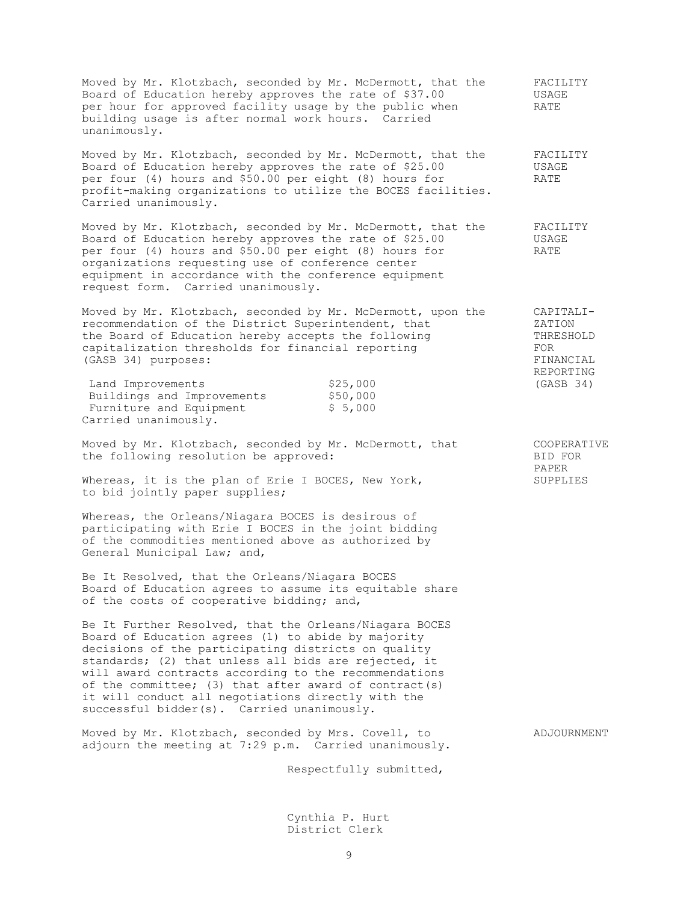Moved by Mr. Klotzbach, seconded by Mr. McDermott, that the Board of Education hereby approves the rate of $37.00 per hour for approved facility usage by the public when building usage is after normal work hours. Carried unanimously. **FACILITY USAGE RATE**

Moved by Mr. Klotzbach, seconded by Mr. McDermott, that the Board of Education hereby approves the rate of $25.00 per four (4) hours and $50.00 per eight (8) hours for profit-making organizations to utilize the BOCES facilities. Carried unanimously. **FACILITY USAGE RATE**

Moved by Mr. Klotzbach, seconded by Mr. McDermott, that the Board of Education hereby approves the rate of $25.00 per four (4) hours and $50.00 per eight (8) hours for organizations requesting use of conference center equipment in accordance with the conference equipment request form. Carried unanimously. **FACILITY USAGE RATE**

Moved by Mr. Klotzbach, seconded by Mr. McDermott, upon the recommendation of the District Superintendent, that the Board of Education hereby accepts the following capitalization thresholds for financial reporting (GASB 34) purposes: **CAPITALIZATION THRESHOLD FOR FINANCIAL REPORTING (GASB 34)**

| | |
|---|---|
| Land Improvements | $25,000 |
| Buildings and Improvements | $50,000 |
| Furniture and Equipment | $ 5,000 |

Carried unanimously.

Moved by Mr. Klotzbach, seconded by Mr. McDermott, that the following resolution be approved: **COOPERATIVE BID FOR PAPER SUPPLIES**

Whereas, it is the plan of Erie I BOCES, New York, to bid jointly paper supplies;

Whereas, the Orleans/Niagara BOCES is desirous of participating with Erie I BOCES in the joint bidding of the commodities mentioned above as authorized by General Municipal Law; and,

Be It Resolved, that the Orleans/Niagara BOCES Board of Education agrees to assume its equitable share of the costs of cooperative bidding; and,

Be It Further Resolved, that the Orleans/Niagara BOCES Board of Education agrees (1) to abide by majority decisions of the participating districts on quality standards; (2) that unless all bids are rejected, it will award contracts according to the recommendations of the committee; (3) that after award of contract(s) it will conduct all negotiations directly with the successful bidder(s). Carried unanimously.

Moved by Mr. Klotzbach, seconded by Mrs. Covell, to adjourn the meeting at 7:29 p.m. Carried unanimously. **ADJOURNMENT**

Respectfully submitted,

Cynthia P. Hurt
District Clerk